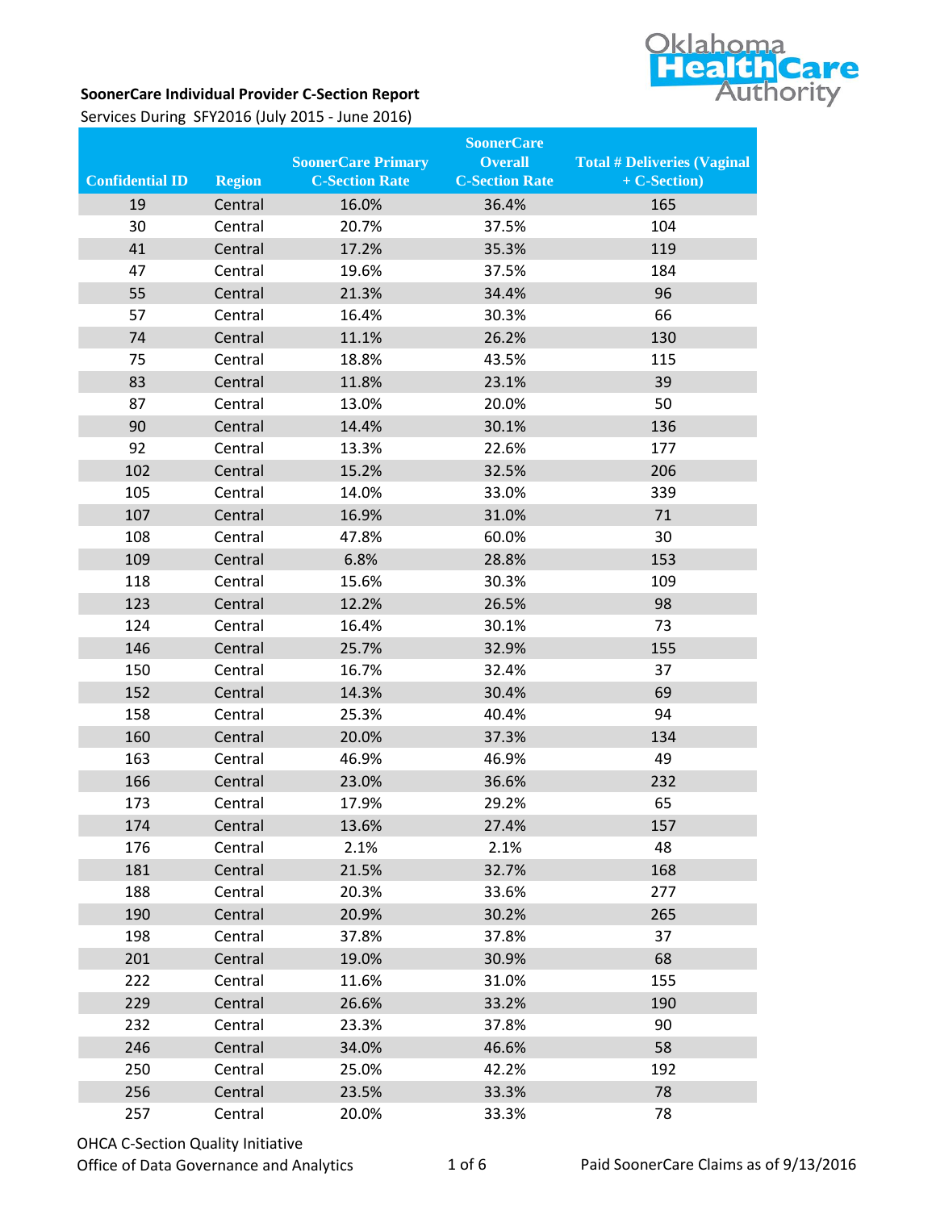Oklahoma Health Care Authority

**SoonerCare Individual Provider C-Section Report**

Services During SFY2016 (July 2015 - June 2016)

| Confidential ID | Region | SoonerCare Primary C-Section Rate | SoonerCare Overall C-Section Rate | Total # Deliveries (Vaginal + C-Section) |
|---|---|---|---|---|
| 19 | Central | 16.0% | 36.4% | 165 |
| 30 | Central | 20.7% | 37.5% | 104 |
| 41 | Central | 17.2% | 35.3% | 119 |
| 47 | Central | 19.6% | 37.5% | 184 |
| 55 | Central | 21.3% | 34.4% | 96 |
| 57 | Central | 16.4% | 30.3% | 66 |
| 74 | Central | 11.1% | 26.2% | 130 |
| 75 | Central | 18.8% | 43.5% | 115 |
| 83 | Central | 11.8% | 23.1% | 39 |
| 87 | Central | 13.0% | 20.0% | 50 |
| 90 | Central | 14.4% | 30.1% | 136 |
| 92 | Central | 13.3% | 22.6% | 177 |
| 102 | Central | 15.2% | 32.5% | 206 |
| 105 | Central | 14.0% | 33.0% | 339 |
| 107 | Central | 16.9% | 31.0% | 71 |
| 108 | Central | 47.8% | 60.0% | 30 |
| 109 | Central | 6.8% | 28.8% | 153 |
| 118 | Central | 15.6% | 30.3% | 109 |
| 123 | Central | 12.2% | 26.5% | 98 |
| 124 | Central | 16.4% | 30.1% | 73 |
| 146 | Central | 25.7% | 32.9% | 155 |
| 150 | Central | 16.7% | 32.4% | 37 |
| 152 | Central | 14.3% | 30.4% | 69 |
| 158 | Central | 25.3% | 40.4% | 94 |
| 160 | Central | 20.0% | 37.3% | 134 |
| 163 | Central | 46.9% | 46.9% | 49 |
| 166 | Central | 23.0% | 36.6% | 232 |
| 173 | Central | 17.9% | 29.2% | 65 |
| 174 | Central | 13.6% | 27.4% | 157 |
| 176 | Central | 2.1% | 2.1% | 48 |
| 181 | Central | 21.5% | 32.7% | 168 |
| 188 | Central | 20.3% | 33.6% | 277 |
| 190 | Central | 20.9% | 30.2% | 265 |
| 198 | Central | 37.8% | 37.8% | 37 |
| 201 | Central | 19.0% | 30.9% | 68 |
| 222 | Central | 11.6% | 31.0% | 155 |
| 229 | Central | 26.6% | 33.2% | 190 |
| 232 | Central | 23.3% | 37.8% | 90 |
| 246 | Central | 34.0% | 46.6% | 58 |
| 250 | Central | 25.0% | 42.2% | 192 |
| 256 | Central | 23.5% | 33.3% | 78 |
| 257 | Central | 20.0% | 33.3% | 78 |

OHCA C-Section Quality Initiative
Office of Data Governance and Analytics

Paid SoonerCare Claims as of 9/13/2016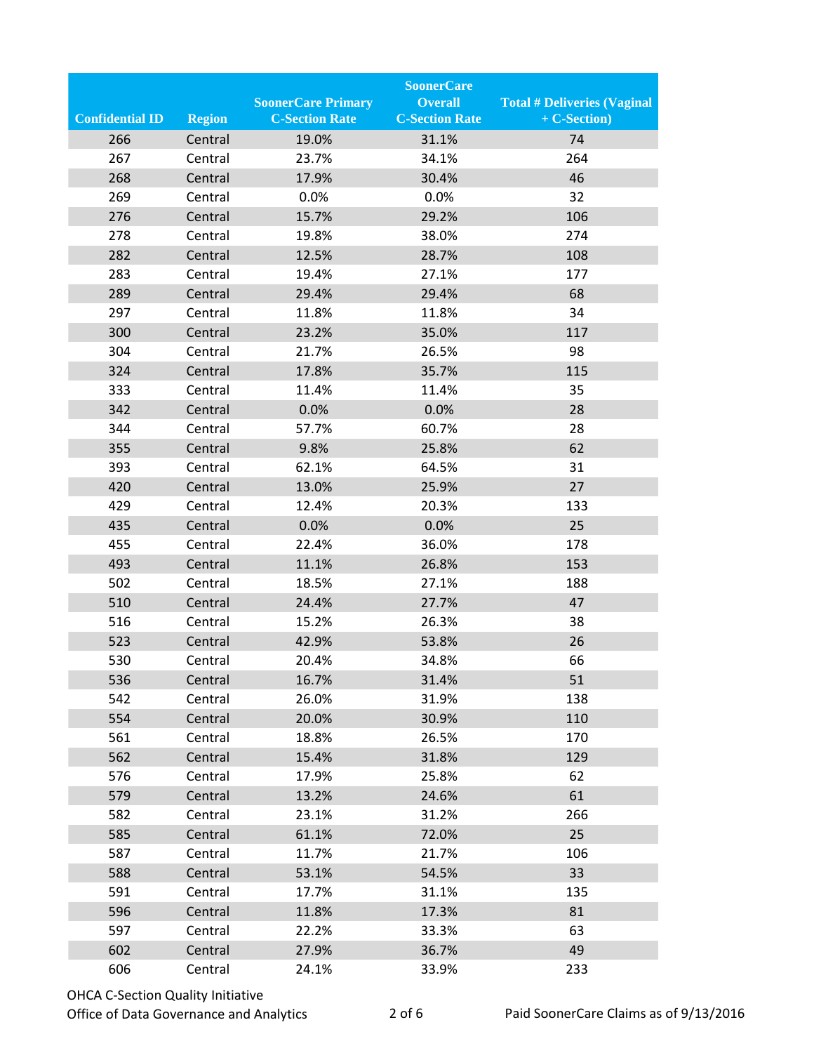| Confidential ID | Region | SoonerCare Primary C-Section Rate | SoonerCare Overall C-Section Rate | Total # Deliveries (Vaginal + C-Section) |
|---|---|---|---|---|
| 266 | Central | 19.0% | 31.1% | 74 |
| 267 | Central | 23.7% | 34.1% | 264 |
| 268 | Central | 17.9% | 30.4% | 46 |
| 269 | Central | 0.0% | 0.0% | 32 |
| 276 | Central | 15.7% | 29.2% | 106 |
| 278 | Central | 19.8% | 38.0% | 274 |
| 282 | Central | 12.5% | 28.7% | 108 |
| 283 | Central | 19.4% | 27.1% | 177 |
| 289 | Central | 29.4% | 29.4% | 68 |
| 297 | Central | 11.8% | 11.8% | 34 |
| 300 | Central | 23.2% | 35.0% | 117 |
| 304 | Central | 21.7% | 26.5% | 98 |
| 324 | Central | 17.8% | 35.7% | 115 |
| 333 | Central | 11.4% | 11.4% | 35 |
| 342 | Central | 0.0% | 0.0% | 28 |
| 344 | Central | 57.7% | 60.7% | 28 |
| 355 | Central | 9.8% | 25.8% | 62 |
| 393 | Central | 62.1% | 64.5% | 31 |
| 420 | Central | 13.0% | 25.9% | 27 |
| 429 | Central | 12.4% | 20.3% | 133 |
| 435 | Central | 0.0% | 0.0% | 25 |
| 455 | Central | 22.4% | 36.0% | 178 |
| 493 | Central | 11.1% | 26.8% | 153 |
| 502 | Central | 18.5% | 27.1% | 188 |
| 510 | Central | 24.4% | 27.7% | 47 |
| 516 | Central | 15.2% | 26.3% | 38 |
| 523 | Central | 42.9% | 53.8% | 26 |
| 530 | Central | 20.4% | 34.8% | 66 |
| 536 | Central | 16.7% | 31.4% | 51 |
| 542 | Central | 26.0% | 31.9% | 138 |
| 554 | Central | 20.0% | 30.9% | 110 |
| 561 | Central | 18.8% | 26.5% | 170 |
| 562 | Central | 15.4% | 31.8% | 129 |
| 576 | Central | 17.9% | 25.8% | 62 |
| 579 | Central | 13.2% | 24.6% | 61 |
| 582 | Central | 23.1% | 31.2% | 266 |
| 585 | Central | 61.1% | 72.0% | 25 |
| 587 | Central | 11.7% | 21.7% | 106 |
| 588 | Central | 53.1% | 54.5% | 33 |
| 591 | Central | 17.7% | 31.1% | 135 |
| 596 | Central | 11.8% | 17.3% | 81 |
| 597 | Central | 22.2% | 33.3% | 63 |
| 602 | Central | 27.9% | 36.7% | 49 |
| 606 | Central | 24.1% | 33.9% | 233 |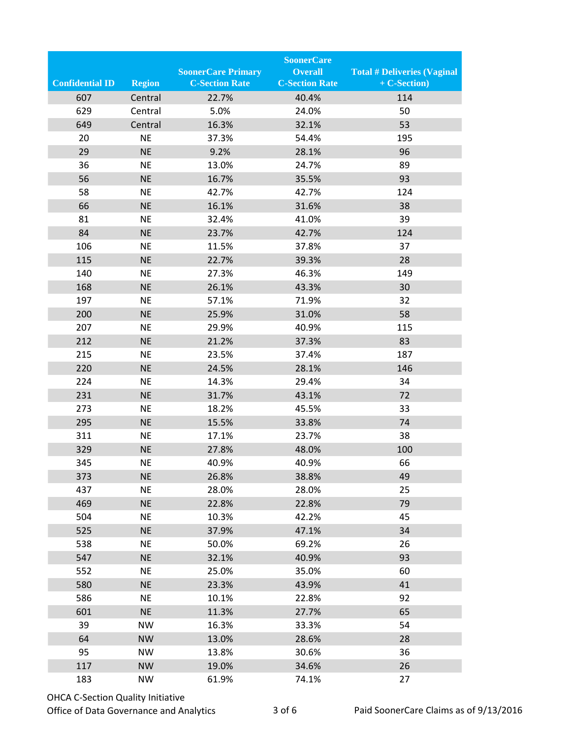| Confidential ID | Region | SoonerCare Primary C-Section Rate | SoonerCare Overall C-Section Rate | Total # Deliveries (Vaginal + C-Section) |
|---|---|---|---|---|
| 607 | Central | 22.7% | 40.4% | 114 |
| 629 | Central | 5.0% | 24.0% | 50 |
| 649 | Central | 16.3% | 32.1% | 53 |
| 20 | NE | 37.3% | 54.4% | 195 |
| 29 | NE | 9.2% | 28.1% | 96 |
| 36 | NE | 13.0% | 24.7% | 89 |
| 56 | NE | 16.7% | 35.5% | 93 |
| 58 | NE | 42.7% | 42.7% | 124 |
| 66 | NE | 16.1% | 31.6% | 38 |
| 81 | NE | 32.4% | 41.0% | 39 |
| 84 | NE | 23.7% | 42.7% | 124 |
| 106 | NE | 11.5% | 37.8% | 37 |
| 115 | NE | 22.7% | 39.3% | 28 |
| 140 | NE | 27.3% | 46.3% | 149 |
| 168 | NE | 26.1% | 43.3% | 30 |
| 197 | NE | 57.1% | 71.9% | 32 |
| 200 | NE | 25.9% | 31.0% | 58 |
| 207 | NE | 29.9% | 40.9% | 115 |
| 212 | NE | 21.2% | 37.3% | 83 |
| 215 | NE | 23.5% | 37.4% | 187 |
| 220 | NE | 24.5% | 28.1% | 146 |
| 224 | NE | 14.3% | 29.4% | 34 |
| 231 | NE | 31.7% | 43.1% | 72 |
| 273 | NE | 18.2% | 45.5% | 33 |
| 295 | NE | 15.5% | 33.8% | 74 |
| 311 | NE | 17.1% | 23.7% | 38 |
| 329 | NE | 27.8% | 48.0% | 100 |
| 345 | NE | 40.9% | 40.9% | 66 |
| 373 | NE | 26.8% | 38.8% | 49 |
| 437 | NE | 28.0% | 28.0% | 25 |
| 469 | NE | 22.8% | 22.8% | 79 |
| 504 | NE | 10.3% | 42.2% | 45 |
| 525 | NE | 37.9% | 47.1% | 34 |
| 538 | NE | 50.0% | 69.2% | 26 |
| 547 | NE | 32.1% | 40.9% | 93 |
| 552 | NE | 25.0% | 35.0% | 60 |
| 580 | NE | 23.3% | 43.9% | 41 |
| 586 | NE | 10.1% | 22.8% | 92 |
| 601 | NE | 11.3% | 27.7% | 65 |
| 39 | NW | 16.3% | 33.3% | 54 |
| 64 | NW | 13.0% | 28.6% | 28 |
| 95 | NW | 13.8% | 30.6% | 36 |
| 117 | NW | 19.0% | 34.6% | 26 |
| 183 | NW | 61.9% | 74.1% | 27 |

OHCA C-Section Quality Initiative
Office of Data Governance and Analytics

Paid SoonerCare Claims as of 9/13/2016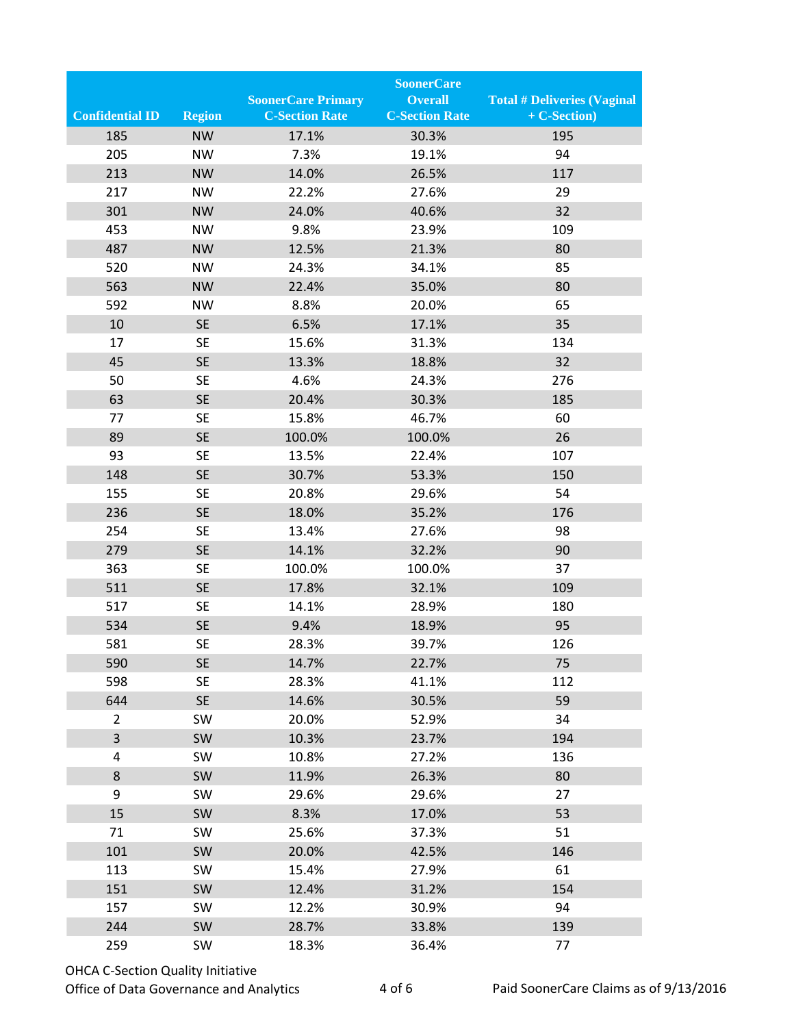| Confidential ID | Region | SoonerCare Primary C-Section Rate | SoonerCare Overall C-Section Rate | Total # Deliveries (Vaginal + C-Section) |
|---|---|---|---|---|
| 185 | NW | 17.1% | 30.3% | 195 |
| 205 | NW | 7.3% | 19.1% | 94 |
| 213 | NW | 14.0% | 26.5% | 117 |
| 217 | NW | 22.2% | 27.6% | 29 |
| 301 | NW | 24.0% | 40.6% | 32 |
| 453 | NW | 9.8% | 23.9% | 109 |
| 487 | NW | 12.5% | 21.3% | 80 |
| 520 | NW | 24.3% | 34.1% | 85 |
| 563 | NW | 22.4% | 35.0% | 80 |
| 592 | NW | 8.8% | 20.0% | 65 |
| 10 | SE | 6.5% | 17.1% | 35 |
| 17 | SE | 15.6% | 31.3% | 134 |
| 45 | SE | 13.3% | 18.8% | 32 |
| 50 | SE | 4.6% | 24.3% | 276 |
| 63 | SE | 20.4% | 30.3% | 185 |
| 77 | SE | 15.8% | 46.7% | 60 |
| 89 | SE | 100.0% | 100.0% | 26 |
| 93 | SE | 13.5% | 22.4% | 107 |
| 148 | SE | 30.7% | 53.3% | 150 |
| 155 | SE | 20.8% | 29.6% | 54 |
| 236 | SE | 18.0% | 35.2% | 176 |
| 254 | SE | 13.4% | 27.6% | 98 |
| 279 | SE | 14.1% | 32.2% | 90 |
| 363 | SE | 100.0% | 100.0% | 37 |
| 511 | SE | 17.8% | 32.1% | 109 |
| 517 | SE | 14.1% | 28.9% | 180 |
| 534 | SE | 9.4% | 18.9% | 95 |
| 581 | SE | 28.3% | 39.7% | 126 |
| 590 | SE | 14.7% | 22.7% | 75 |
| 598 | SE | 28.3% | 41.1% | 112 |
| 644 | SE | 14.6% | 30.5% | 59 |
| 2 | SW | 20.0% | 52.9% | 34 |
| 3 | SW | 10.3% | 23.7% | 194 |
| 4 | SW | 10.8% | 27.2% | 136 |
| 8 | SW | 11.9% | 26.3% | 80 |
| 9 | SW | 29.6% | 29.6% | 27 |
| 15 | SW | 8.3% | 17.0% | 53 |
| 71 | SW | 25.6% | 37.3% | 51 |
| 101 | SW | 20.0% | 42.5% | 146 |
| 113 | SW | 15.4% | 27.9% | 61 |
| 151 | SW | 12.4% | 31.2% | 154 |
| 157 | SW | 12.2% | 30.9% | 94 |
| 244 | SW | 28.7% | 33.8% | 139 |
| 259 | SW | 18.3% | 36.4% | 77 |

OHCA C-Section Quality Initiative
Office of Data Governance and Analytics

Paid SoonerCare Claims as of 9/13/2016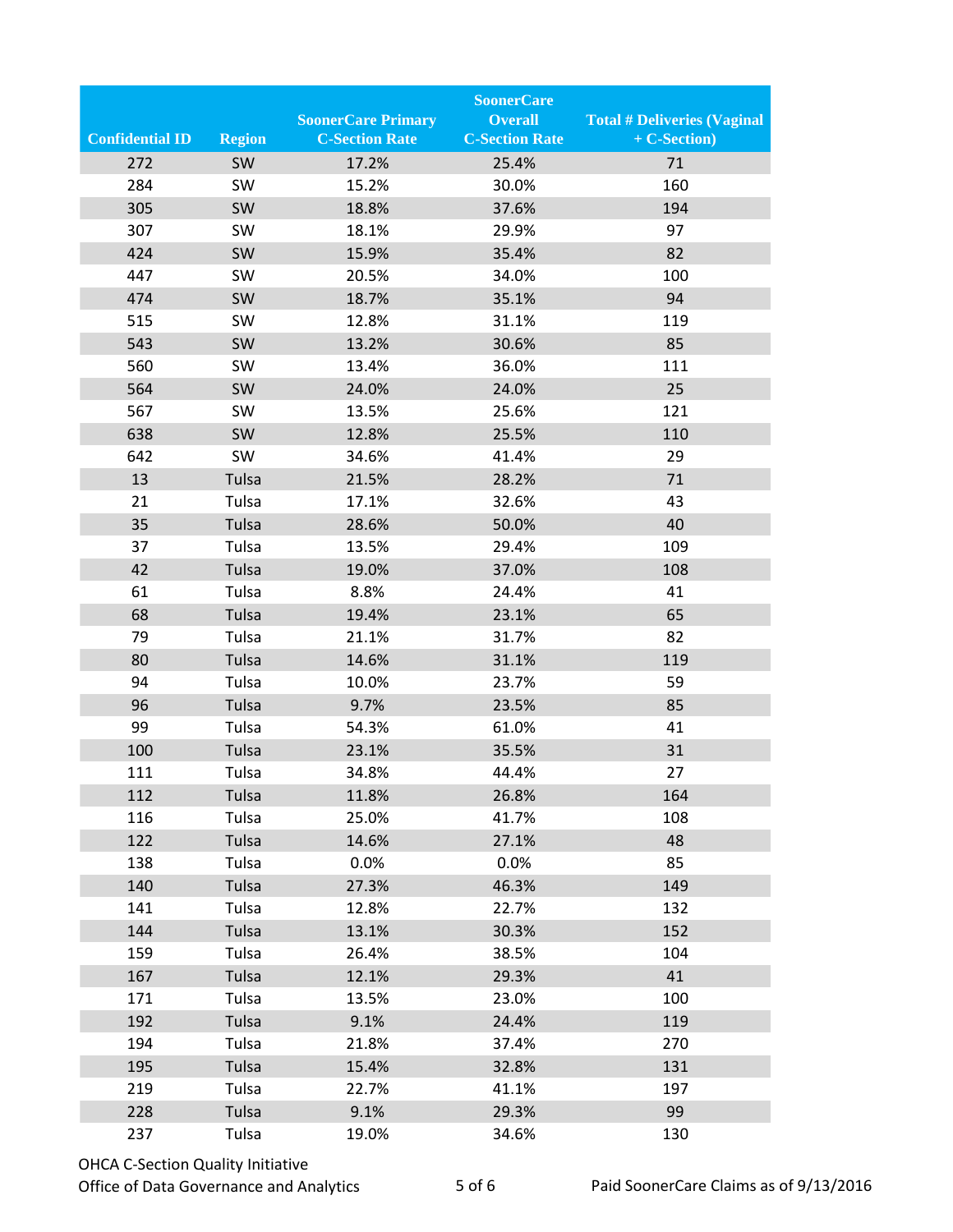| Confidential ID | Region | SoonerCare Primary C-Section Rate | SoonerCare Overall C-Section Rate | Total # Deliveries (Vaginal + C-Section) |
|---|---|---|---|---|
| 272 | SW | 17.2% | 25.4% | 71 |
| 284 | SW | 15.2% | 30.0% | 160 |
| 305 | SW | 18.8% | 37.6% | 194 |
| 307 | SW | 18.1% | 29.9% | 97 |
| 424 | SW | 15.9% | 35.4% | 82 |
| 447 | SW | 20.5% | 34.0% | 100 |
| 474 | SW | 18.7% | 35.1% | 94 |
| 515 | SW | 12.8% | 31.1% | 119 |
| 543 | SW | 13.2% | 30.6% | 85 |
| 560 | SW | 13.4% | 36.0% | 111 |
| 564 | SW | 24.0% | 24.0% | 25 |
| 567 | SW | 13.5% | 25.6% | 121 |
| 638 | SW | 12.8% | 25.5% | 110 |
| 642 | SW | 34.6% | 41.4% | 29 |
| 13 | Tulsa | 21.5% | 28.2% | 71 |
| 21 | Tulsa | 17.1% | 32.6% | 43 |
| 35 | Tulsa | 28.6% | 50.0% | 40 |
| 37 | Tulsa | 13.5% | 29.4% | 109 |
| 42 | Tulsa | 19.0% | 37.0% | 108 |
| 61 | Tulsa | 8.8% | 24.4% | 41 |
| 68 | Tulsa | 19.4% | 23.1% | 65 |
| 79 | Tulsa | 21.1% | 31.7% | 82 |
| 80 | Tulsa | 14.6% | 31.1% | 119 |
| 94 | Tulsa | 10.0% | 23.7% | 59 |
| 96 | Tulsa | 9.7% | 23.5% | 85 |
| 99 | Tulsa | 54.3% | 61.0% | 41 |
| 100 | Tulsa | 23.1% | 35.5% | 31 |
| 111 | Tulsa | 34.8% | 44.4% | 27 |
| 112 | Tulsa | 11.8% | 26.8% | 164 |
| 116 | Tulsa | 25.0% | 41.7% | 108 |
| 122 | Tulsa | 14.6% | 27.1% | 48 |
| 138 | Tulsa | 0.0% | 0.0% | 85 |
| 140 | Tulsa | 27.3% | 46.3% | 149 |
| 141 | Tulsa | 12.8% | 22.7% | 132 |
| 144 | Tulsa | 13.1% | 30.3% | 152 |
| 159 | Tulsa | 26.4% | 38.5% | 104 |
| 167 | Tulsa | 12.1% | 29.3% | 41 |
| 171 | Tulsa | 13.5% | 23.0% | 100 |
| 192 | Tulsa | 9.1% | 24.4% | 119 |
| 194 | Tulsa | 21.8% | 37.4% | 270 |
| 195 | Tulsa | 15.4% | 32.8% | 131 |
| 219 | Tulsa | 22.7% | 41.1% | 197 |
| 228 | Tulsa | 9.1% | 29.3% | 99 |
| 237 | Tulsa | 19.0% | 34.6% | 130 |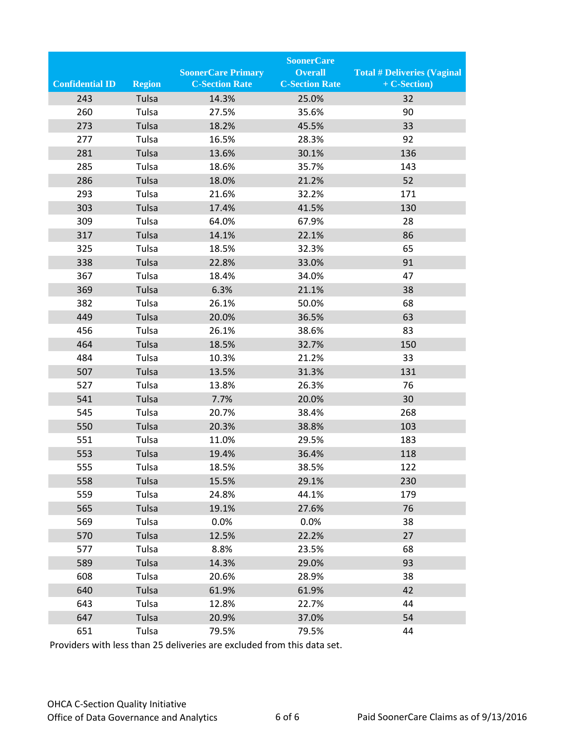| Confidential ID | Region | SoonerCare Primary C-Section Rate | SoonerCare Overall C-Section Rate | Total # Deliveries (Vaginal + C-Section) |
|---|---|---|---|---|
| 243 | Tulsa | 14.3% | 25.0% | 32 |
| 260 | Tulsa | 27.5% | 35.6% | 90 |
| 273 | Tulsa | 18.2% | 45.5% | 33 |
| 277 | Tulsa | 16.5% | 28.3% | 92 |
| 281 | Tulsa | 13.6% | 30.1% | 136 |
| 285 | Tulsa | 18.6% | 35.7% | 143 |
| 286 | Tulsa | 18.0% | 21.2% | 52 |
| 293 | Tulsa | 21.6% | 32.2% | 171 |
| 303 | Tulsa | 17.4% | 41.5% | 130 |
| 309 | Tulsa | 64.0% | 67.9% | 28 |
| 317 | Tulsa | 14.1% | 22.1% | 86 |
| 325 | Tulsa | 18.5% | 32.3% | 65 |
| 338 | Tulsa | 22.8% | 33.0% | 91 |
| 367 | Tulsa | 18.4% | 34.0% | 47 |
| 369 | Tulsa | 6.3% | 21.1% | 38 |
| 382 | Tulsa | 26.1% | 50.0% | 68 |
| 449 | Tulsa | 20.0% | 36.5% | 63 |
| 456 | Tulsa | 26.1% | 38.6% | 83 |
| 464 | Tulsa | 18.5% | 32.7% | 150 |
| 484 | Tulsa | 10.3% | 21.2% | 33 |
| 507 | Tulsa | 13.5% | 31.3% | 131 |
| 527 | Tulsa | 13.8% | 26.3% | 76 |
| 541 | Tulsa | 7.7% | 20.0% | 30 |
| 545 | Tulsa | 20.7% | 38.4% | 268 |
| 550 | Tulsa | 20.3% | 38.8% | 103 |
| 551 | Tulsa | 11.0% | 29.5% | 183 |
| 553 | Tulsa | 19.4% | 36.4% | 118 |
| 555 | Tulsa | 18.5% | 38.5% | 122 |
| 558 | Tulsa | 15.5% | 29.1% | 230 |
| 559 | Tulsa | 24.8% | 44.1% | 179 |
| 565 | Tulsa | 19.1% | 27.6% | 76 |
| 569 | Tulsa | 0.0% | 0.0% | 38 |
| 570 | Tulsa | 12.5% | 22.2% | 27 |
| 577 | Tulsa | 8.8% | 23.5% | 68 |
| 589 | Tulsa | 14.3% | 29.0% | 93 |
| 608 | Tulsa | 20.6% | 28.9% | 38 |
| 640 | Tulsa | 61.9% | 61.9% | 42 |
| 643 | Tulsa | 12.8% | 22.7% | 44 |
| 647 | Tulsa | 20.9% | 37.0% | 54 |
| 651 | Tulsa | 79.5% | 79.5% | 44 |

Providers with less than 25 deliveries are excluded from this data set.

OHCA C-Section Quality Initiative
Office of Data Governance and Analytics

Paid SoonerCare Claims as of 9/13/2016